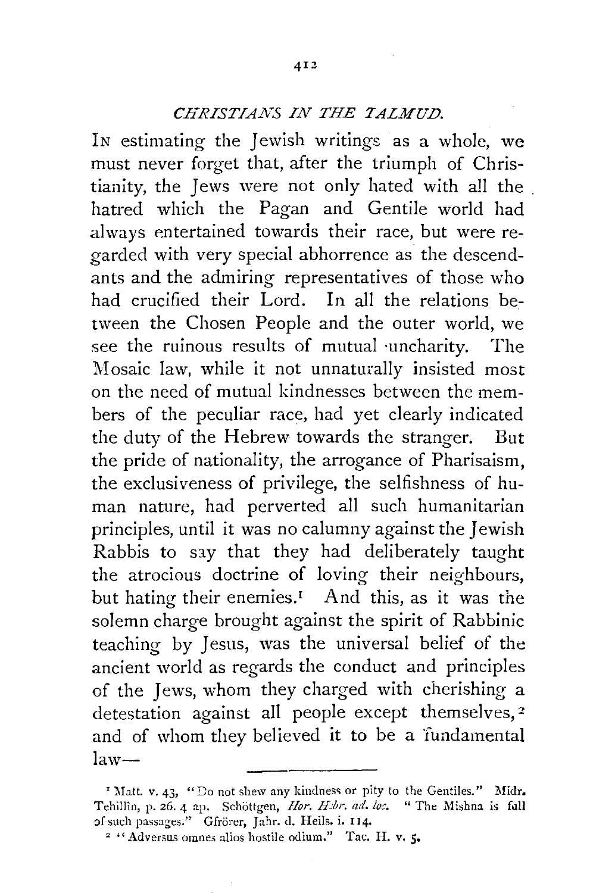## *CHRISTIANS IN THE TALMUD.*

IN estimating the Jewish writings as a whole, we must never forget that, after the triumph of Christianity, the Jews were not only hated with all the hatred which the Pagan and Gentile world had always entertained towards their race, but were regarded with very special abhorrence as the descendants and the admiring representatives of those who had crucified their Lord. In all the relations between the Chosen People and the outer world, we see the ruinous results of mutual uncharity. The Mosaic law, while it not unnaturally insisted most on the need of mutual kindnesses between the members of the peculiar race, had yet clearly indicated the duty of the Hebrew towards the stranger. But the pride of nationality, the arrogance of Pharisaism, the exclusiveness of privilege, the selfishness of human nature, had perverted all such humanitarian principles, until it was no calumny against the Jewish Rabbis to say that they had deliberately taught the atrocious doctrine of loving their neighbours, but hating their enemies.[1] And this, as it was the solemn charge brought against the spirit of Rabbinic teaching by Jesus, was the universal belief of the ancient world as regards the conduct and principles of the Jews, whom they charged with cherishing a detestation against all people except themselves,[2] and of whom they believed it to be a fundamental law—

---

[1] Matt. v. 43, "Do not shew any kindness or pity to the Gentiles." Midr. Tehillin, p. 26. 4 ap. Schöttgen, *Hor. Hebr. ad. loc.* "The Mishna is full of such passages." Gfrörer, Jahr. d. Heils. i. 114.

[2] "Adversus omnes alios hostile odium." Tac. H. v. 5.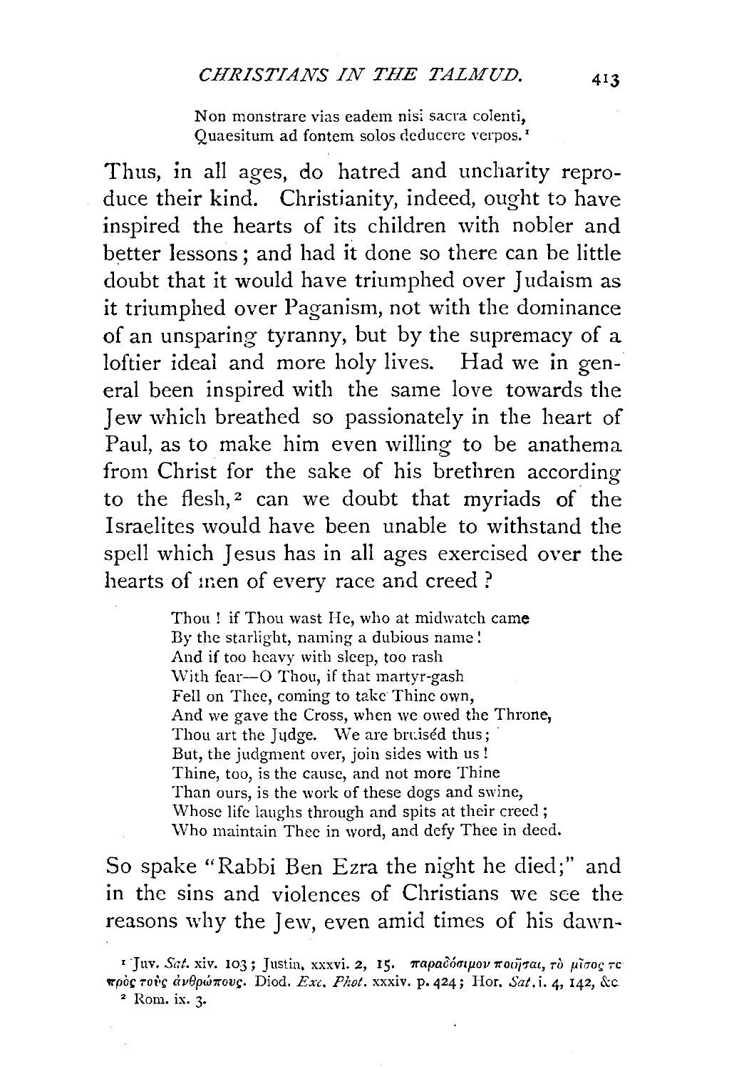Non monstrare vias eadem nisi sacra colenti,
Quaesitum ad fontem solos deducere verpos.[1]

Thus, in all ages, do hatred and uncharity reproduce their kind. Christianity, indeed, ought to have inspired the hearts of its children with nobler and better lessons; and had it done so there can be little doubt that it would have triumphed over Judaism as it triumphed over Paganism, not with the dominance of an unsparing tyranny, but by the supremacy of a loftier ideal and more holy lives. Had we in general been inspired with the same love towards the Jew which breathed so passionately in the heart of Paul, as to make him even willing to be anathema from Christ for the sake of his brethren according to the flesh,[2] can we doubt that myriads of the Israelites would have been unable to withstand the spell which Jesus has in all ages exercised over the hearts of men of every race and creed?

> Thou! if Thou wast He, who at midwatch came
> By the starlight, naming a dubious name!
> And if too heavy with sleep, too rash
> With fear—O Thou, if that martyr-gash
> Fell on Thee, coming to take Thine own,
> And we gave the Cross, when we owed the Throne,
> Thou art the Judge. We are bruiséd thus;
> But, the judgment over, join sides with us!
> Thine, too, is the cause, and not more Thine
> Than ours, is the work of these dogs and swine,
> Whose life laughs through and spits at their creed;
> Who maintain Thee in word, and defy Thee in deed.

So spake "Rabbi Ben Ezra the night he died;" and in the sins and violences of Christians we see the reasons why the Jew, even amid times of his dawn-

[1] Juv. *Sat.* xiv. 103; Justin, xxxvi. 2, 15. παραδόσιμον ποιῆσαι, τὸ μῖσος τε πρὸς τοὺς ἀνθρώπους. Diod. *Exc. Phot.* xxxiv. p. 424; Hor. *Sat.* i. 4, 142, &c.

[2] Rom. ix. 3.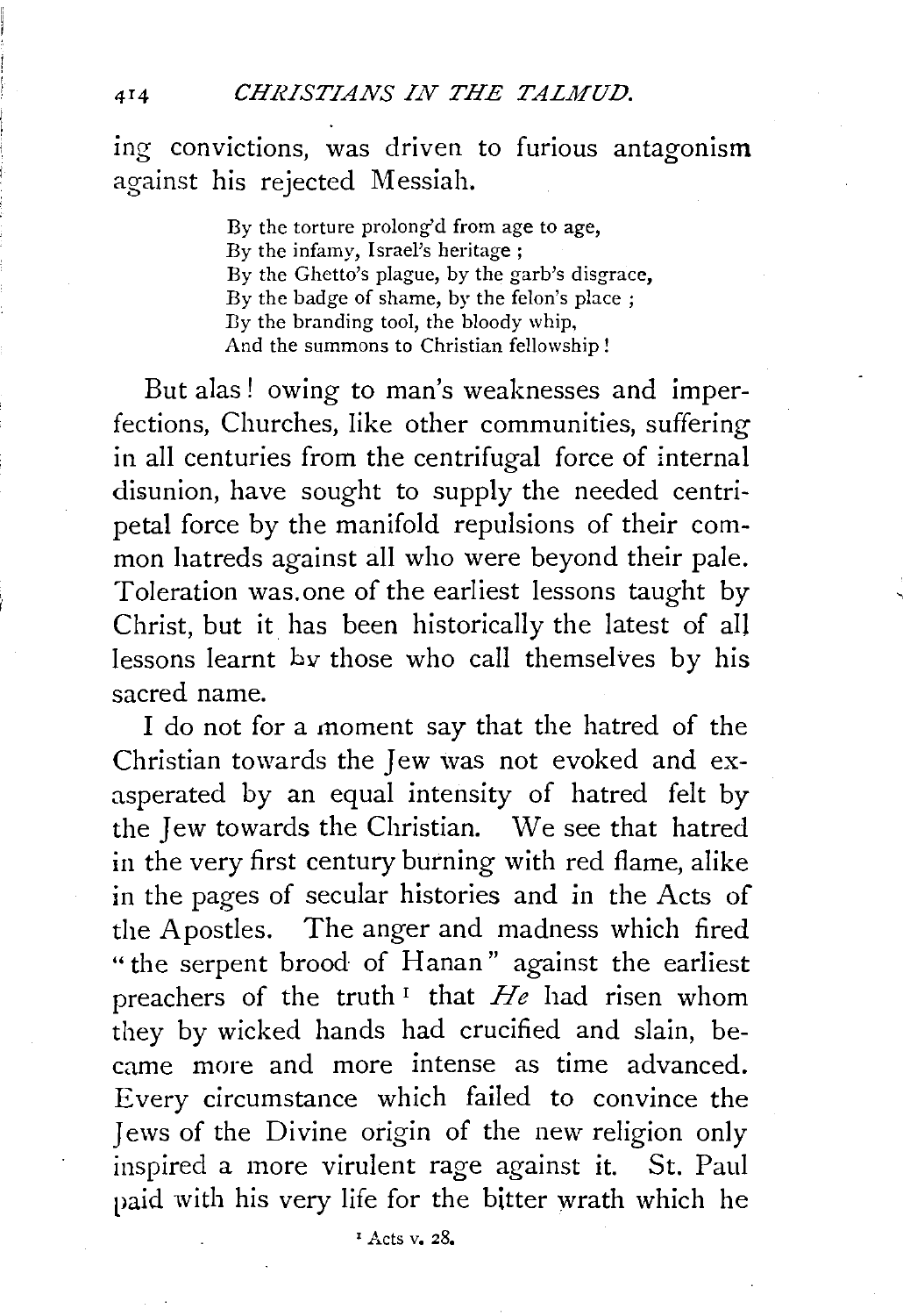ing convictions, was driven to furious antagonism against his rejected Messiah.

> By the torture prolong'd from age to age,
> By the infamy, Israel's heritage ;
> By the Ghetto's plague, by the garb's disgrace,
> By the badge of shame, by the felon's place ;
> By the branding tool, the bloody whip,
> And the summons to Christian fellowship !

But alas ! owing to man's weaknesses and imperfections, Churches, like other communities, suffering in all centuries from the centrifugal force of internal disunion, have sought to supply the needed centripetal force by the manifold repulsions of their common hatreds against all who were beyond their pale. Toleration was one of the earliest lessons taught by Christ, but it has been historically the latest of all lessons learnt by those who call themselves by his sacred name.

I do not for a moment say that the hatred of the Christian towards the Jew was not evoked and exasperated by an equal intensity of hatred felt by the Jew towards the Christian. We see that hatred in the very first century burning with red flame, alike in the pages of secular histories and in the Acts of the Apostles. The anger and madness which fired "the serpent brood of Hanan" against the earliest preachers of the truth[1] that *He* had risen whom they by wicked hands had crucified and slain, became more and more intense as time advanced. Every circumstance which failed to convince the Jews of the Divine origin of the new religion only inspired a more virulent rage against it. St. Paul paid with his very life for the bitter wrath which he

[1] Acts v. 28.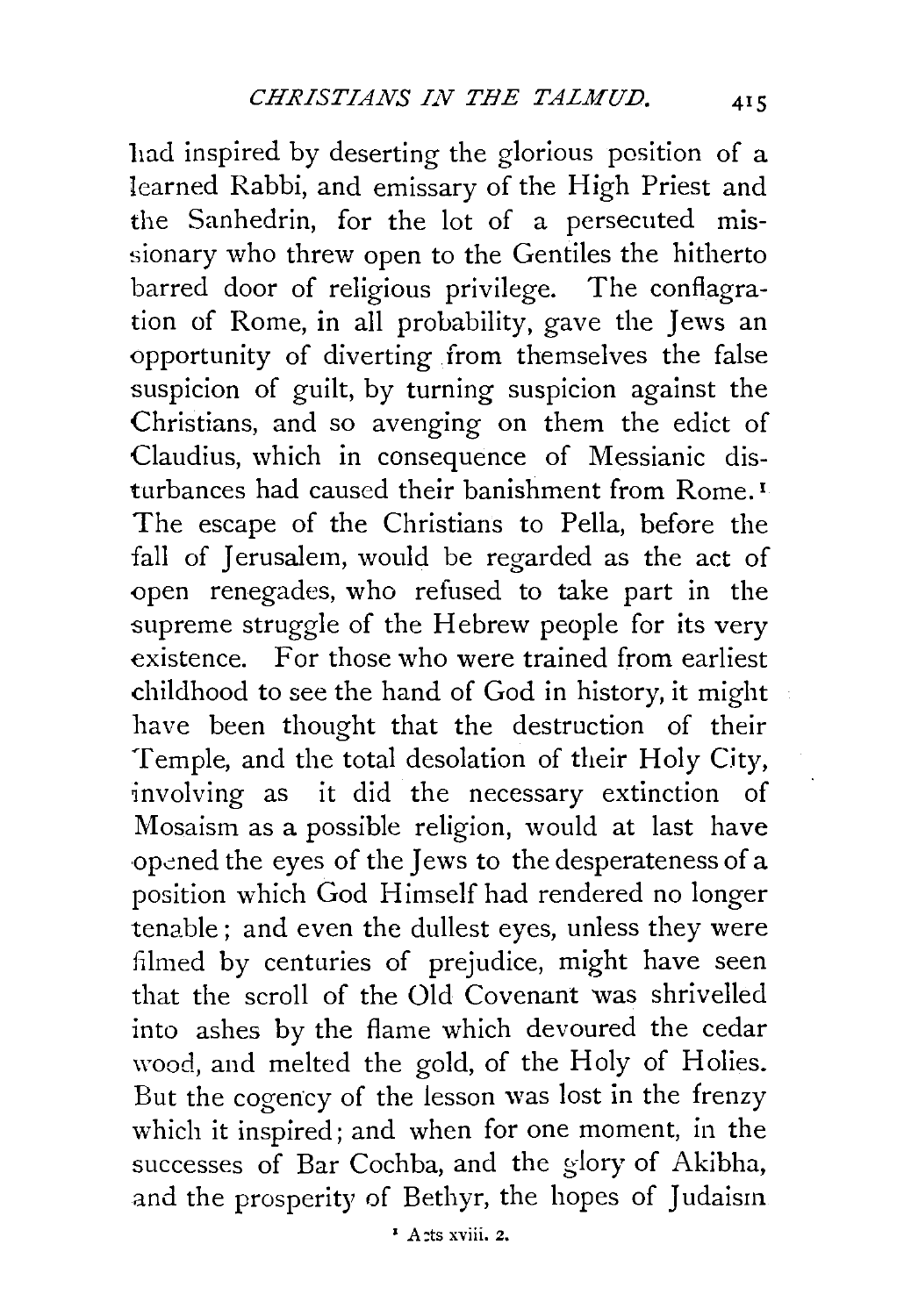had inspired by deserting the glorious position of a learned Rabbi, and emissary of the High Priest and the Sanhedrin, for the lot of a persecuted missionary who threw open to the Gentiles the hitherto barred door of religious privilege. The conflagration of Rome, in all probability, gave the Jews an opportunity of diverting from themselves the false suspicion of guilt, by turning suspicion against the Christians, and so avenging on them the edict of Claudius, which in consequence of Messianic disturbances had caused their banishment from Rome.[1] The escape of the Christians to Pella, before the fall of Jerusalem, would be regarded as the act of open renegades, who refused to take part in the supreme struggle of the Hebrew people for its very existence. For those who were trained from earliest childhood to see the hand of God in history, it might have been thought that the destruction of their Temple, and the total desolation of their Holy City, involving as it did the necessary extinction of Mosaism as a possible religion, would at last have opened the eyes of the Jews to the desperateness of a position which God Himself had rendered no longer tenable; and even the dullest eyes, unless they were filmed by centuries of prejudice, might have seen that the scroll of the Old Covenant was shrivelled into ashes by the flame which devoured the cedar wood, and melted the gold, of the Holy of Holies. But the cogency of the lesson was lost in the frenzy which it inspired; and when for one moment, in the successes of Bar Cochba, and the glory of Akibha, and the prosperity of Bethyr, the hopes of Judaism

[1] Acts xviii. 2.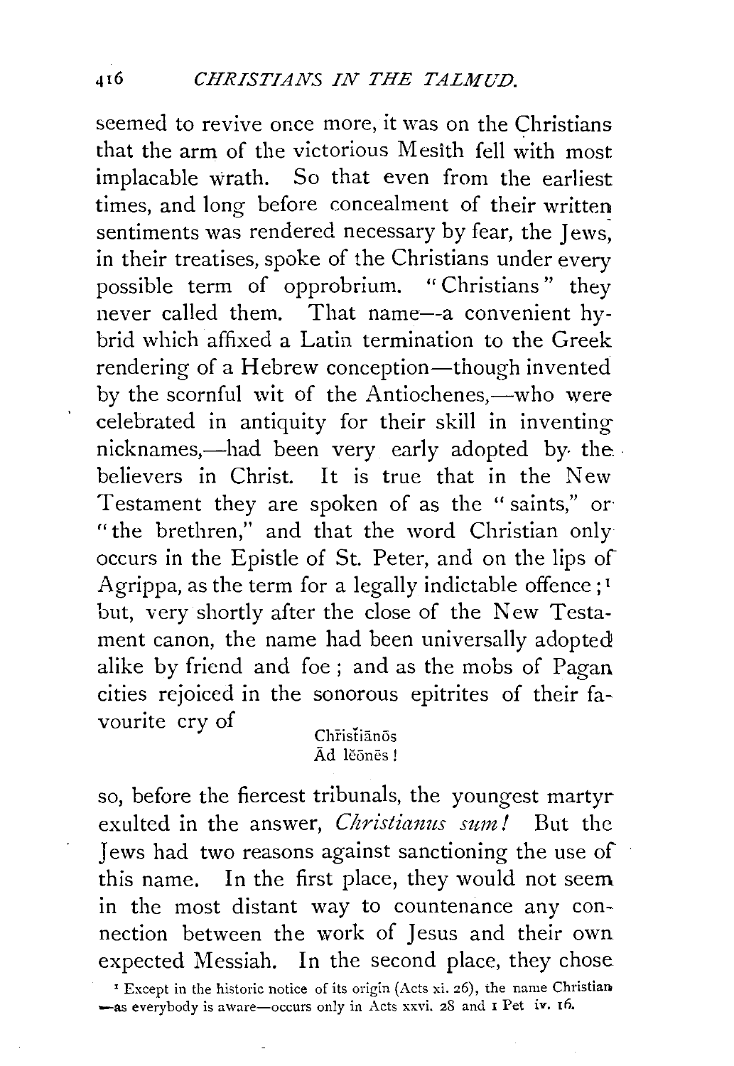seemed to revive once more, it was on the Christians that the arm of the victorious Mesîth fell with most implacable wrath. So that even from the earliest times, and long before concealment of their written sentiments was rendered necessary by fear, the Jews, in their treatises, spoke of the Christians under every possible term of opprobrium. "Christians" they never called them. That name—a convenient hybrid which affixed a Latin termination to the Greek rendering of a Hebrew conception—though invented by the scornful wit of the Antiochenes,—who were celebrated in antiquity for their skill in inventing nicknames,—had been very early adopted by the believers in Christ. It is true that in the New Testament they are spoken of as the "saints," or "the brethren," and that the word Christian only occurs in the Epistle of St. Peter, and on the lips of Agrippa, as the term for a legally indictable offence;[1] but, very shortly after the close of the New Testament canon, the name had been universally adopted alike by friend and foe; and as the mobs of Pagan cities rejoiced in the sonorous epitrites of their favourite cry of

> Chrīstĭānōs
> Ād lĕōnēs!

so, before the fiercest tribunals, the youngest martyr exulted in the answer, *Christianus sum!* But the Jews had two reasons against sanctioning the use of this name. In the first place, they would not seem in the most distant way to countenance any connection between the work of Jesus and their own expected Messiah. In the second place, they chose

[1] Except in the historic notice of its origin (Acts xi. 26), the name Christian—as everybody is aware—occurs only in Acts xxvi. 28 and 1 Pet iv. 16.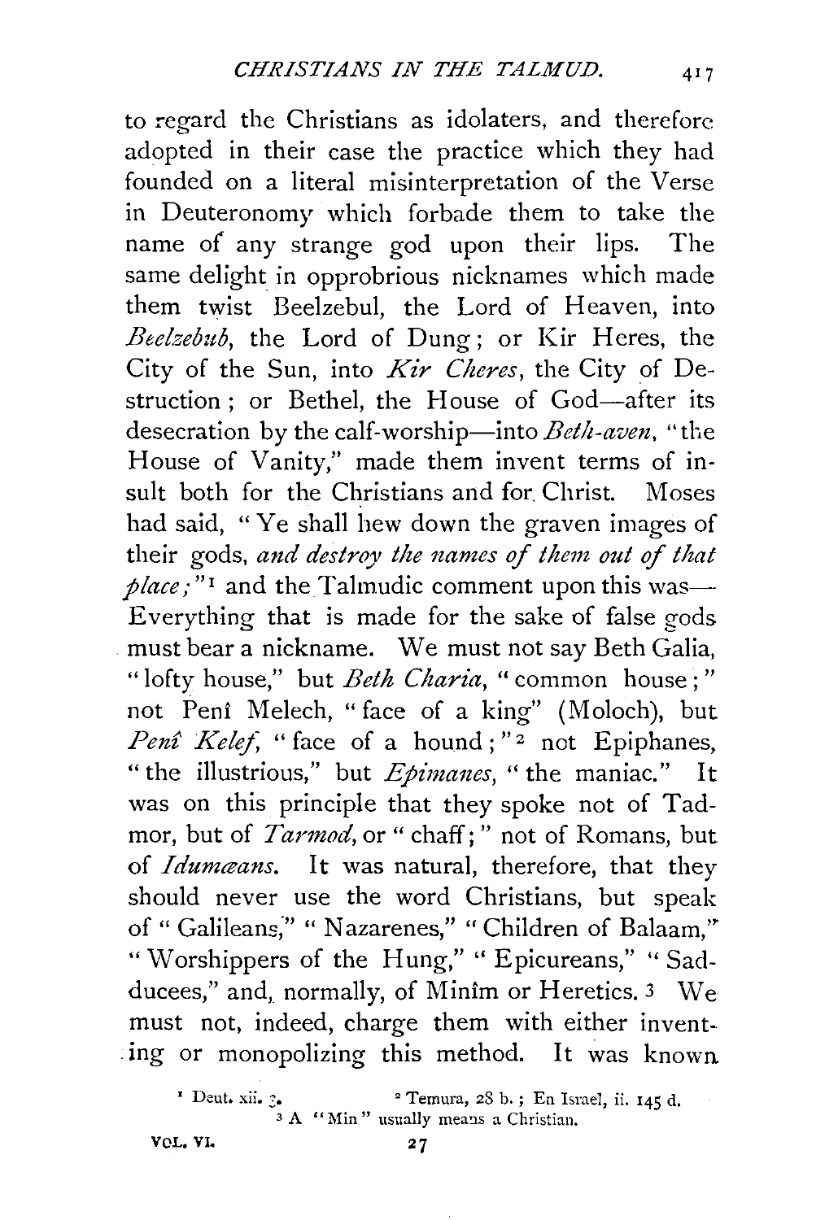to regard the Christians as idolaters, and therefore adopted in their case the practice which they had founded on a literal misinterpretation of the Verse in Deuteronomy which forbade them to take the name of any strange god upon their lips. The same delight in opprobrious nicknames which made them twist Beelzebul, the Lord of Heaven, into *Beelzebub*, the Lord of Dung; or Kir Heres, the City of the Sun, into *Kir Cheres*, the City of Destruction; or Bethel, the House of God—after its desecration by the calf-worship—into *Beth-aven*, "the House of Vanity," made them invent terms of insult both for the Christians and for Christ. Moses had said, "Ye shall hew down the graven images of their gods, *and destroy the names of them out of that place;*"[1] and the Talmudic comment upon this was—Everything that is made for the sake of false gods must bear a nickname. We must not say Beth Galia, "lofty house," but *Beth Charia*, "common house;" not Penî Melech, "face of a king" (Moloch), but *Penî Kelef*, "face of a hound;"[2] not Epiphanes, "the illustrious," but *Epimanes*, "the maniac." It was on this principle that they spoke not of Tadmor, but of *Tarmod*, or "chaff;" not of Romans, but of *Idumæans*. It was natural, therefore, that they should never use the word Christians, but speak of "Galileans," "Nazarenes," "Children of Balaam," "Worshippers of the Hung," "Epicureans," "Sadducees," and, normally, of Minîm or Heretics.[3] We must not, indeed, charge them with either inventing or monopolizing this method. It was known

[1] Deut. xii. 3.

[2] Temura, 28 b.; En Israel, ii. 145 d.

[3] A "Min" usually means a Christian.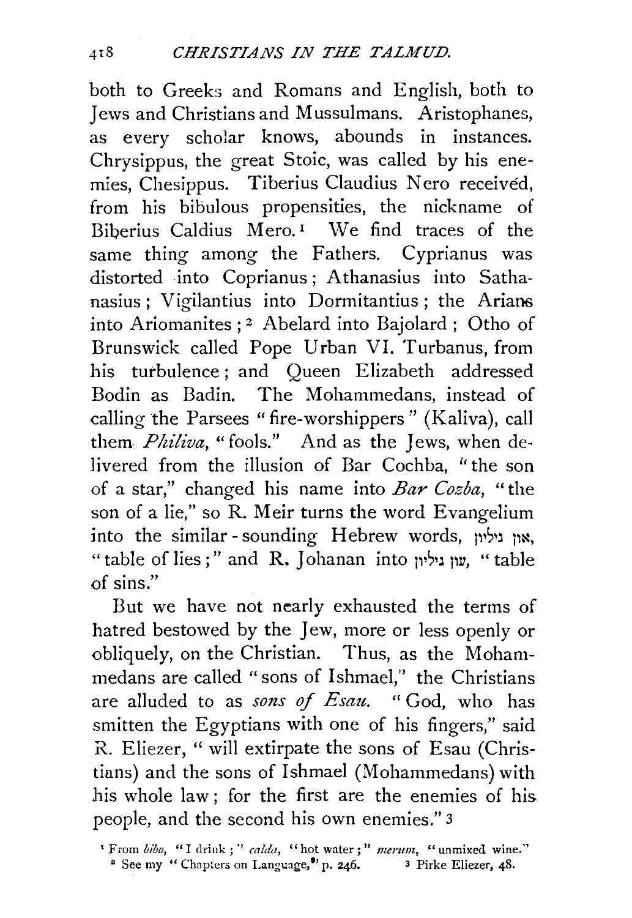both to Greeks and Romans and English, both to Jews and Christians and Mussulmans. Aristophanes, as every scholar knows, abounds in instances. Chrysippus, the great Stoic, was called by his enemies, Chesippus. Tiberius Claudius Nero received, from his bibulous propensities, the nickname of Biberius Caldius Mero.[1] We find traces of the same thing among the Fathers. Cyprianus was distorted into Coprianus; Athanasius into Sathanasius; Vigilantius into Dormitantius; the Arians into Ariomanites;[2] Abelard into Bajolard; Otho of Brunswick called Pope Urban VI. Turbanus, from his turbulence; and Queen Elizabeth addressed Bodin as Badin. The Mohammedans, instead of calling the Parsees "fire-worshippers" (Kaliva), call them *Philiva*, "fools." And as the Jews, when delivered from the illusion of Bar Cochba, "the son of a star," changed his name into *Bar Cozba*, "the son of a lie," so R. Meir turns the word Evangelium into the similar-sounding Hebrew words, און גליון, "table of lies;" and R. Johanan into עון גליון, "table of sins."

But we have not nearly exhausted the terms of hatred bestowed by the Jew, more or less openly or obliquely, on the Christian. Thus, as the Mohammedans are called "sons of Ishmael," the Christians are alluded to as *sons of Esau*. "God, who has smitten the Egyptians with one of his fingers," said R. Eliezer, "will extirpate the sons of Esau (Christians) and the sons of Ishmael (Mohammedans) with his whole law; for the first are the enemies of his people, and the second his own enemies."[3]

[1] From *bibo*, "I drink;" *calda*, "hot water;" *merum*, "unmixed wine."

[2] See my "Chapters on Language," p. 246.

[3] Pirke Eliezer, 48.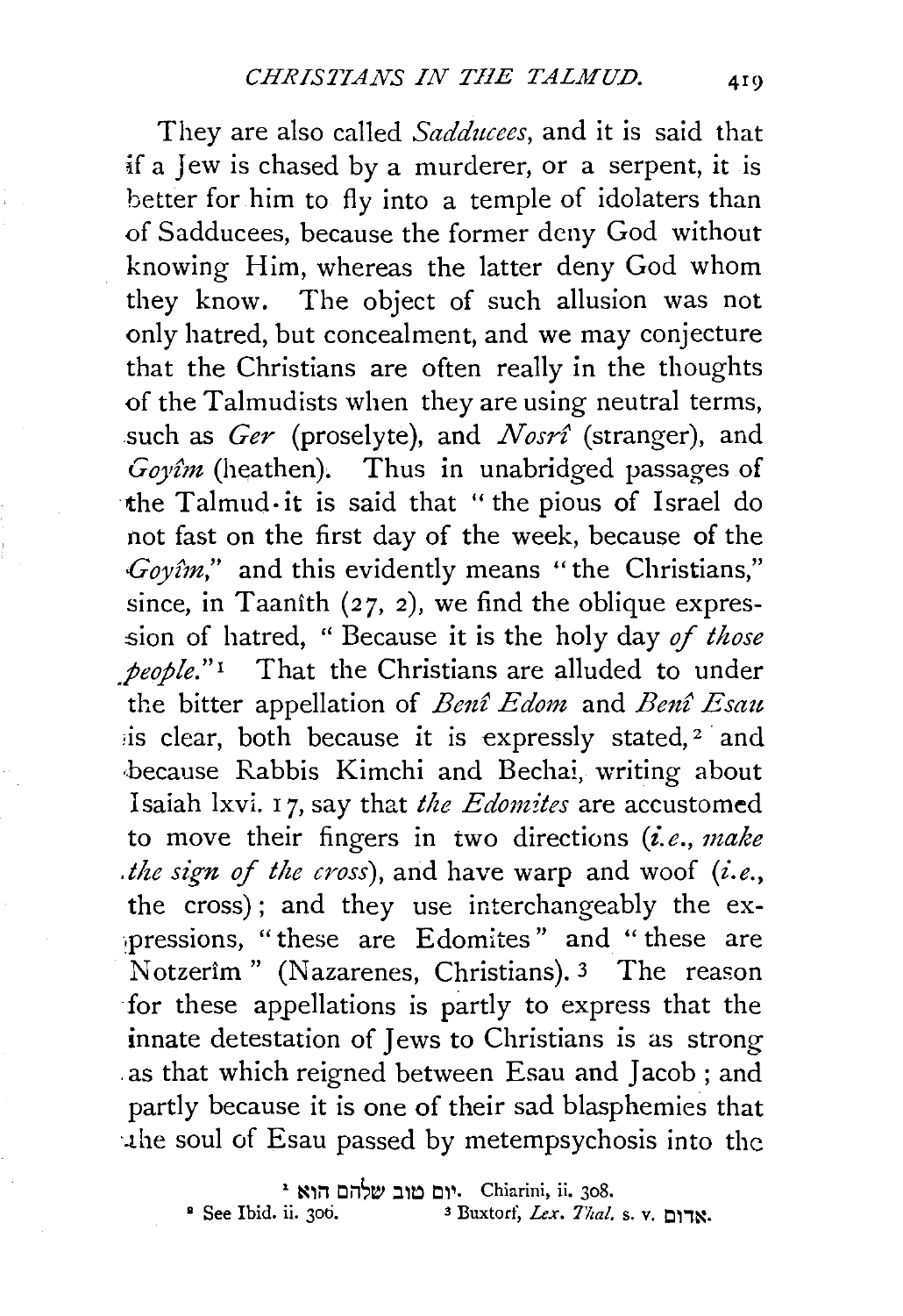They are also called *Sadducees*, and it is said that if a Jew is chased by a murderer, or a serpent, it is better for him to fly into a temple of idolaters than of Sadducees, because the former deny God without knowing Him, whereas the latter deny God whom they know. The object of such allusion was not only hatred, but concealment, and we may conjecture that the Christians are often really in the thoughts of the Talmudists when they are using neutral terms, such as *Ger* (proselyte), and *Nosrî* (stranger), and *Goyîm* (heathen). Thus in unabridged passages of the Talmud it is said that "the pious of Israel do not fast on the first day of the week, because of the *Goyîm*," and this evidently means "the Christians," since, in Taanîth (27, 2), we find the oblique expression of hatred, "Because it is the holy day *of those people*."[1] That the Christians are alluded to under the bitter appellation of *Benî Edom* and *Benî Esau* is clear, both because it is expressly stated,[2] and because Rabbis Kimchi and Bechai, writing about Isaiah lxvi. 17, say that *the Edomites* are accustomed to move their fingers in two directions (*i.e.*, *make the sign of the cross*), and have warp and woof (*i.e.*, the cross); and they use interchangeably the expressions, "these are Edomites" and "these are Notzerîm" (Nazarenes, Christians).[3] The reason for these appellations is partly to express that the innate detestation of Jews to Christians is as strong as that which reigned between Esau and Jacob; and partly because it is one of their sad blasphemies that the soul of Esau passed by metempsychosis into the

[1] יום טוב שלהם הוא. Chiarini, ii. 308.

[2] See Ibid. ii. 306.

[3] Buxtorf, *Lex. Thal.* s. v. אדום.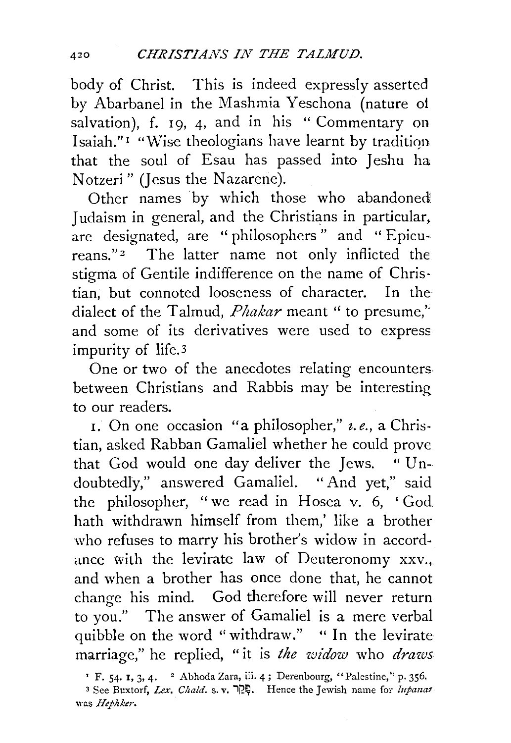body of Christ. This is indeed expressly asserted by Abarbanel in the Mashmia Yeschona (nature of salvation), f. 19, 4, and in his "Commentary on Isaiah."[1] "Wise theologians have learnt by tradition that the soul of Esau has passed into Jeshu ha Notzeri" (Jesus the Nazarene).

Other names by which those who abandoned Judaism in general, and the Christians in particular, are designated, are "philosophers" and "Epicureans."[2] The latter name not only inflicted the stigma of Gentile indifference on the name of Christian, but connoted looseness of character. In the dialect of the Talmud, *Phakar* meant "to presume," and some of its derivatives were used to express impurity of life.[3]

One or two of the anecdotes relating encounters between Christians and Rabbis may be interesting to our readers.

1. On one occasion "a philosopher," *i.e.*, a Christian, asked Rabban Gamaliel whether he could prove that God would one day deliver the Jews. "Undoubtedly," answered Gamaliel. "And yet," said the philosopher, "we read in Hosea v. 6, 'God hath withdrawn himself from them,' like a brother who refuses to marry his brother's widow in accordance with the levirate law of Deuteronomy xxv., and when a brother has once done that, he cannot change his mind. God therefore will never return to you." The answer of Gamaliel is a mere verbal quibble on the word "withdraw." "In the levirate marriage," he replied, "it is *the widow* who *draws*

[1] F. 54. 1, 3, 4. [2] Abhoda Zara, iii. 4; Derenbourg, "Palestine," p. 356.
[3] See Buxtorf, *Lex. Chald.* s. v. הֶפְקֵר. Hence the Jewish name for *lupanar* was *Hephker*.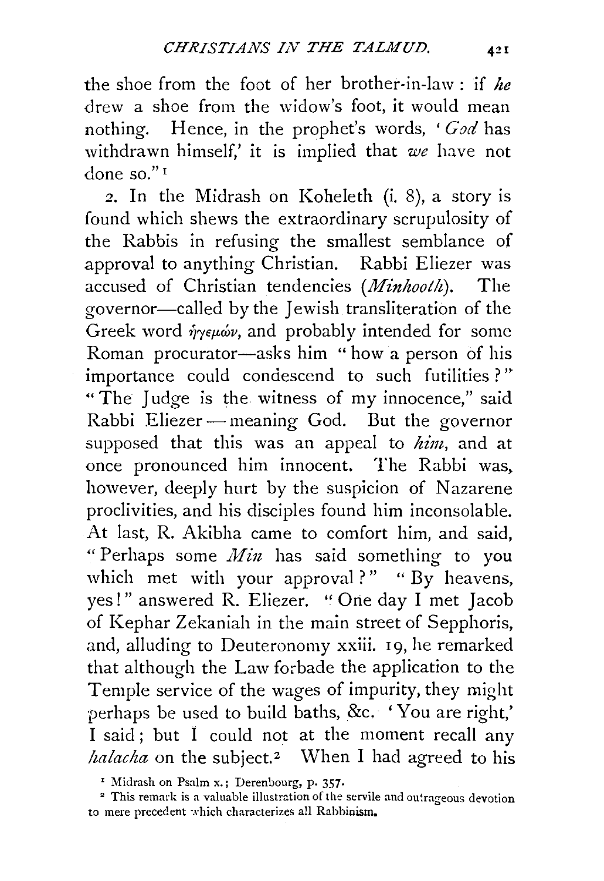the shoe from the foot of her brother-in-law: if *he* drew a shoe from the widow's foot, it would mean nothing. Hence, in the prophet's words, '*God* has withdrawn himself,' it is implied that *we* have not done so."[1]

2. In the Midrash on Koheleth (i. 8), a story is found which shews the extraordinary scrupulosity of the Rabbis in refusing the smallest semblance of approval to anything Christian. Rabbi Eliezer was accused of Christian tendencies (*Minhooth*). The governor—called by the Jewish transliteration of the Greek word ἡγεμών, and probably intended for some Roman procurator—asks him "how a person of his importance could condescend to such futilities?" "The Judge is the witness of my innocence," said Rabbi Eliezer — meaning God. But the governor supposed that this was an appeal to *him*, and at once pronounced him innocent. The Rabbi was, however, deeply hurt by the suspicion of Nazarene proclivities, and his disciples found him inconsolable. At last, R. Akibha came to comfort him, and said, "Perhaps some *Min* has said something to you which met with your approval?" "By heavens, yes!" answered R. Eliezer. "One day I met Jacob of Kephar Zekaniah in the main street of Sepphoris, and, alluding to Deuteronomy xxiii. 19, he remarked that although the Law forbade the application to the Temple service of the wages of impurity, they might perhaps be used to build baths, &c. 'You are right,' I said; but I could not at the moment recall any *halacha* on the subject.[2] When I had agreed to his

[1] Midrash on Psalm x.; Derenbourg, p. 357.

[2] This remark is a valuable illustration of the servile and outrageous devotion to mere precedent which characterizes all Rabbinism.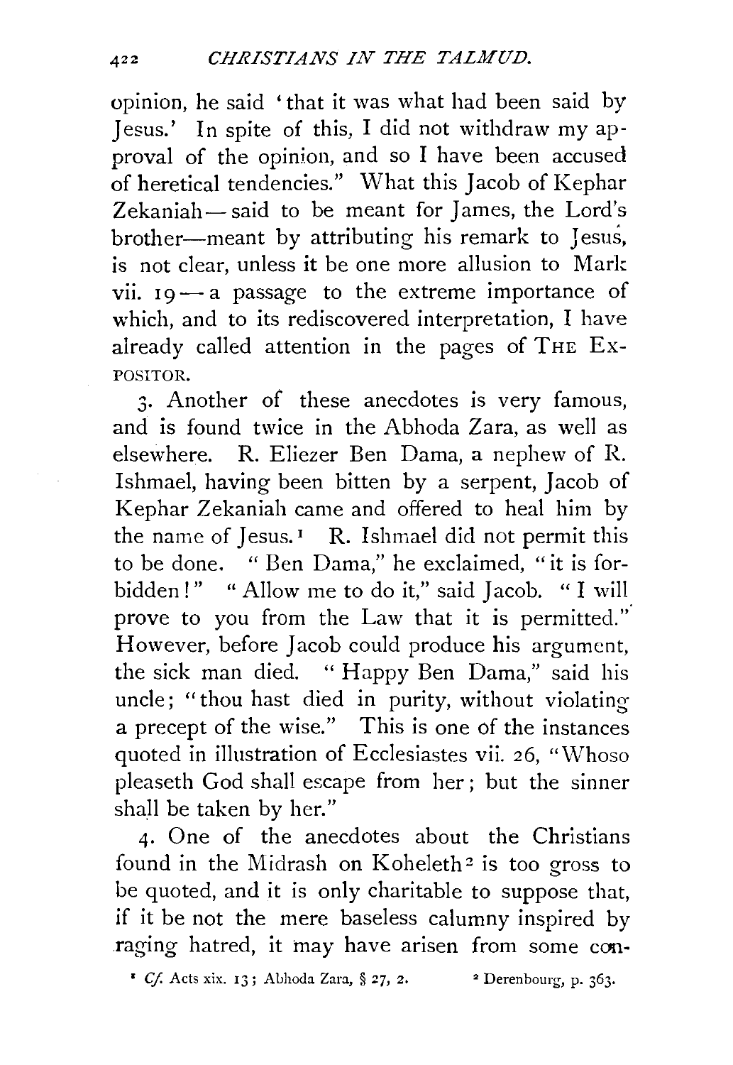opinion, he said 'that it was what had been said by Jesus.' In spite of this, I did not withdraw my approval of the opinion, and so I have been accused of heretical tendencies." What this Jacob of Kephar Zekaniah— said to be meant for James, the Lord's brother—meant by attributing his remark to Jesus, is not clear, unless it be one more allusion to Mark vii. 19 — a passage to the extreme importance of which, and to its rediscovered interpretation, I have already called attention in the pages of THE EXPOSITOR.

3. Another of these anecdotes is very famous, and is found twice in the Abhoda Zara, as well as elsewhere. R. Eliezer Ben Dama, a nephew of R. Ishmael, having been bitten by a serpent, Jacob of Kephar Zekaniah came and offered to heal him by the name of Jesus.[1] R. Ishmael did not permit this to be done. "Ben Dama," he exclaimed, "it is forbidden!" "Allow me to do it," said Jacob. "I will prove to you from the Law that it is permitted." However, before Jacob could produce his argument, the sick man died. "Happy Ben Dama," said his uncle; "thou hast died in purity, without violating a precept of the wise." This is one of the instances quoted in illustration of Ecclesiastes vii. 26, "Whoso pleaseth God shall escape from her; but the sinner shall be taken by her."

4. One of the anecdotes about the Christians found in the Midrash on Koheleth[2] is too gross to be quoted, and it is only charitable to suppose that, if it be not the mere baseless calumny inspired by raging hatred, it may have arisen from some con-

[1] *Cf.* Acts xix. 13; Abhoda Zara, § 27, 2.

[2] Derenbourg, p. 363.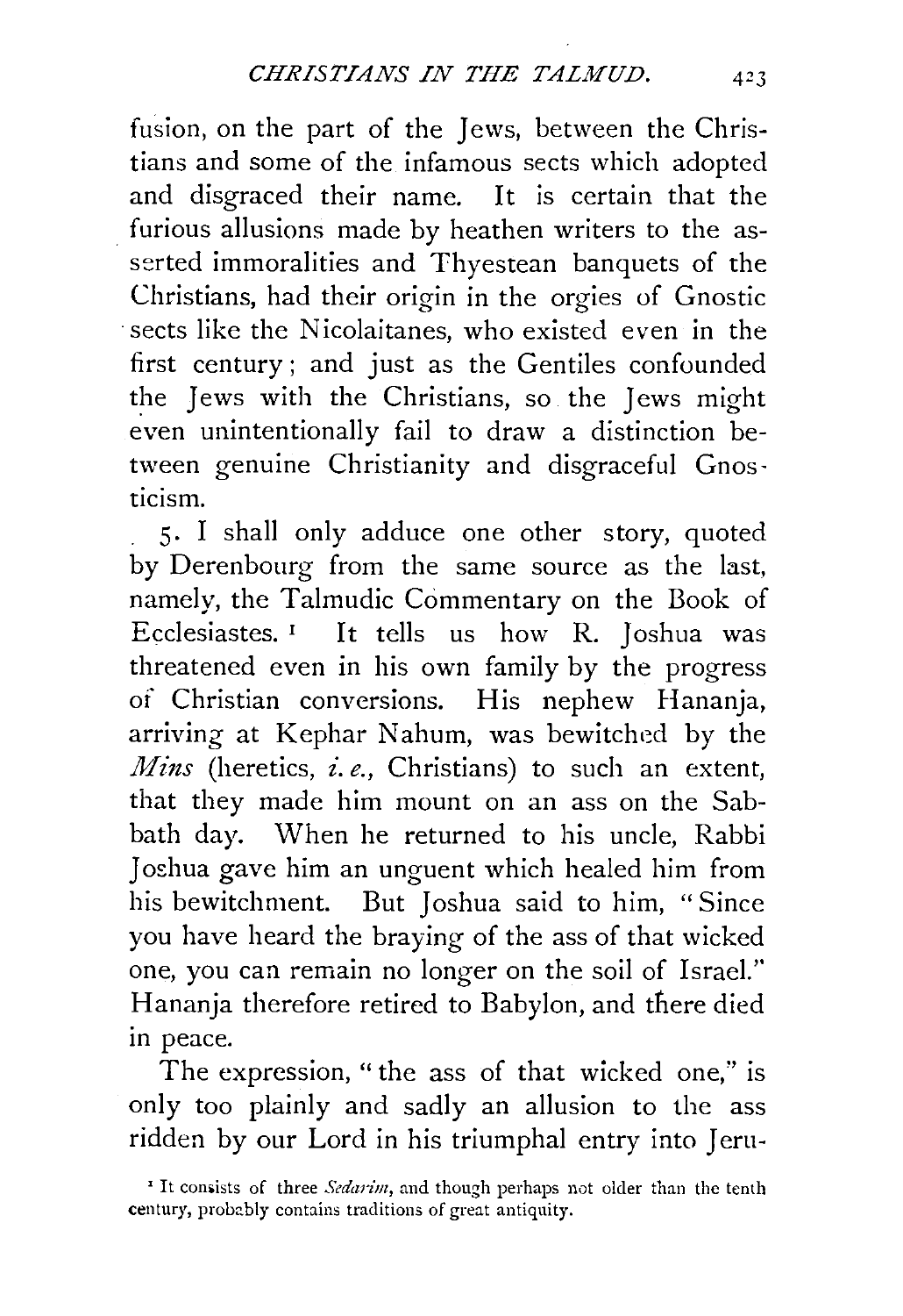fusion, on the part of the Jews, between the Christians and some of the infamous sects which adopted and disgraced their name. It is certain that the furious allusions made by heathen writers to the asserted immoralities and Thyestean banquets of the Christians, had their origin in the orgies of Gnostic sects like the Nicolaitanes, who existed even in the first century; and just as the Gentiles confounded the Jews with the Christians, so the Jews might even unintentionally fail to draw a distinction between genuine Christianity and disgraceful Gnosticism.

5. I shall only adduce one other story, quoted by Derenbourg from the same source as the last, namely, the Talmudic Commentary on the Book of Ecclesiastes.[1] It tells us how R. Joshua was threatened even in his own family by the progress of Christian conversions. His nephew Hananja, arriving at Kephar Nahum, was bewitched by the *Mins* (heretics, *i. e.*, Christians) to such an extent, that they made him mount on an ass on the Sabbath day. When he returned to his uncle, Rabbi Joshua gave him an unguent which healed him from his bewitchment. But Joshua said to him, "Since you have heard the braying of the ass of that wicked one, you can remain no longer on the soil of Israel." Hananja therefore retired to Babylon, and there died in peace.

The expression, "the ass of that wicked one," is only too plainly and sadly an allusion to the ass ridden by our Lord in his triumphal entry into Jeru-

[1] It consists of three *Sedarim*, and though perhaps not older than the tenth century, probably contains traditions of great antiquity.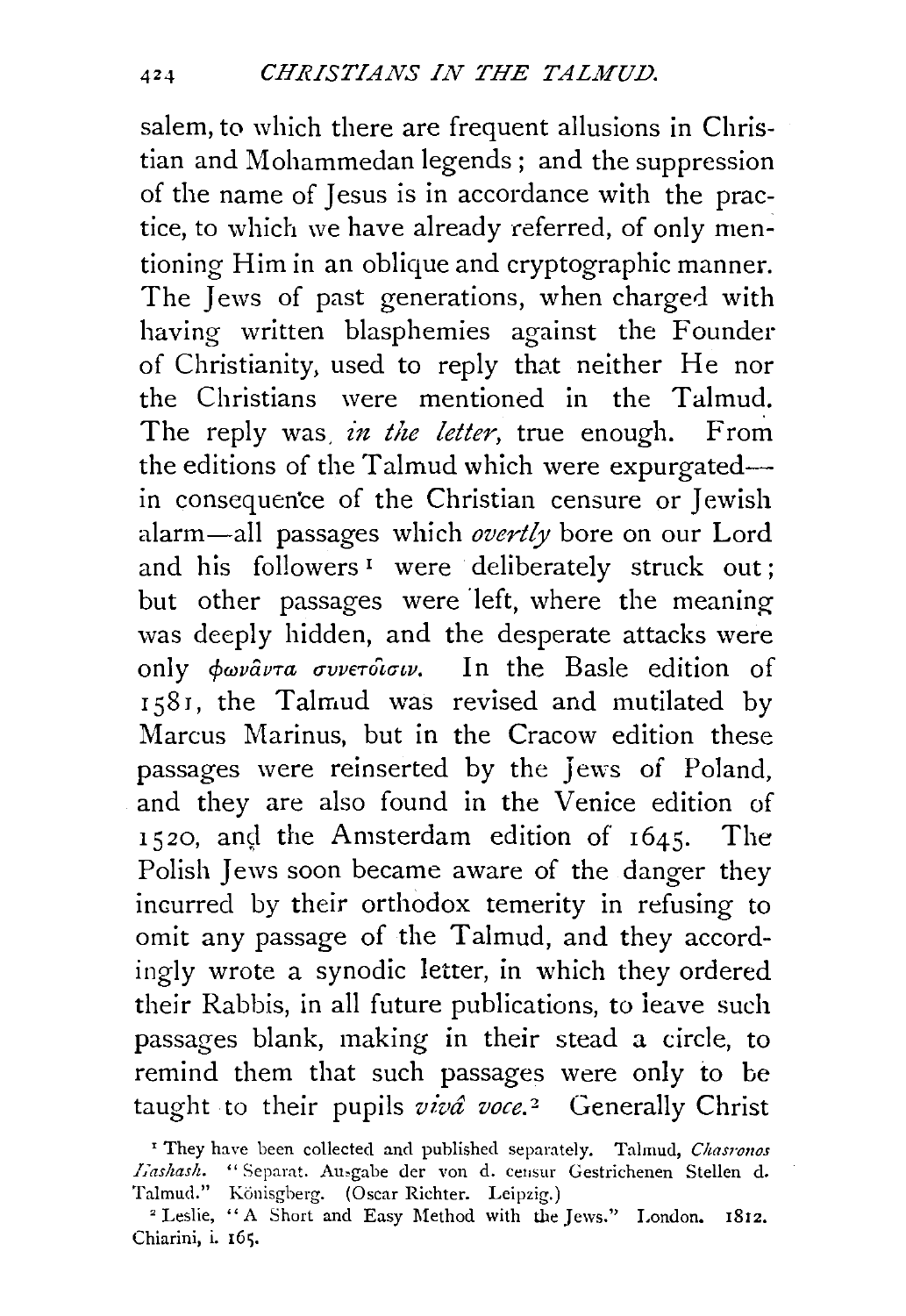salem, to which there are frequent allusions in Christian and Mohammedan legends; and the suppression of the name of Jesus is in accordance with the practice, to which we have already referred, of only mentioning Him in an oblique and cryptographic manner. The Jews of past generations, when charged with having written blasphemies against the Founder of Christianity, used to reply that neither He nor the Christians were mentioned in the Talmud. The reply was, *in the letter*, true enough. From the editions of the Talmud which were expurgated—in consequence of the Christian censure or Jewish alarm—all passages which *overtly* bore on our Lord and his followers[1] were deliberately struck out; but other passages were left, where the meaning was deeply hidden, and the desperate attacks were only *φωνᾶντα συνετοῖσιν*. In the Basle edition of 1581, the Talmud was revised and mutilated by Marcus Marinus, but in the Cracow edition these passages were reinserted by the Jews of Poland, and they are also found in the Venice edition of 1520, and the Amsterdam edition of 1645. The Polish Jews soon became aware of the danger they incurred by their orthodox temerity in refusing to omit any passage of the Talmud, and they accordingly wrote a synodic letter, in which they ordered their Rabbis, in all future publications, to leave such passages blank, making in their stead a circle, to remind them that such passages were only to be taught to their pupils *vivâ voce*.[2] Generally Christ

[1] They have been collected and published separately. Talmud, *Chasronos Hashash*. "Separat. Ausgabe der von d. censur Gestrichenen Stellen d. Talmud." Königsberg. (Oscar Richter. Leipzig.)

[2] Leslie, "A Short and Easy Method with the Jews." London. 1812. Chiarini, i. 165.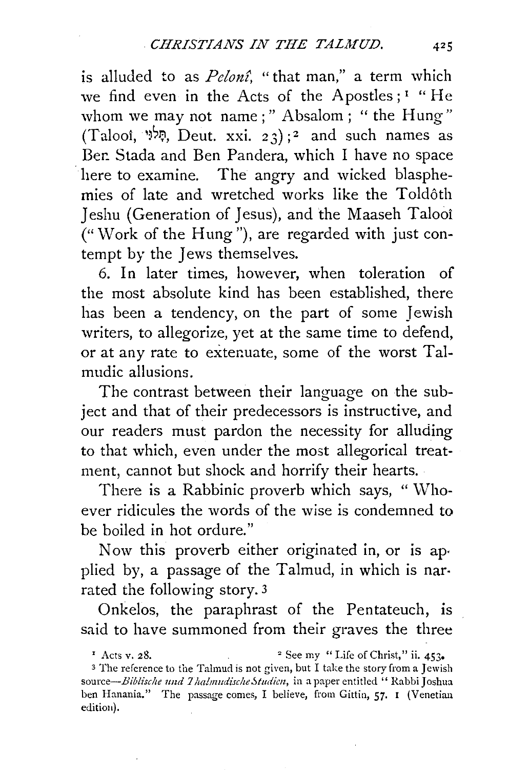is alluded to as *Peloní*, "that man," a term which we find even in the Acts of the Apostles;[1] "He whom we may not name;" Absalom; "the Hung" (Talooí, תְּלוּי, Deut. xxi. 23);[2] and such names as Ben Stada and Ben Pandera, which I have no space here to examine. The angry and wicked blasphemies of late and wretched works like the Toldôth Jeshu (Generation of Jesus), and the Maaseh Talooí ("Work of the Hung"), are regarded with just contempt by the Jews themselves.

6. In later times, however, when toleration of the most absolute kind has been established, there has been a tendency, on the part of some Jewish writers, to allegorize, yet at the same time to defend, or at any rate to extenuate, some of the worst Talmudic allusions.

The contrast between their language on the subject and that of their predecessors is instructive, and our readers must pardon the necessity for alluding to that which, even under the most allegorical treatment, cannot but shock and horrify their hearts.

There is a Rabbinic proverb which says, "Whoever ridicules the words of the wise is condemned to be boiled in hot ordure."

Now this proverb either originated in, or is applied by, a passage of the Talmud, in which is narrated the following story.[3]

Onkelos, the paraphrast of the Pentateuch, is said to have summoned from their graves the three

[1] Acts v. 28.

[2] See my "Life of Christ," ii. 453.

[3] The reference to the Talmud is not given, but I take the story from a Jewish source—*Biblische und Thalmudische Studien*, in a paper entitled "Rabbi Joshua ben Hanania." The passage comes, I believe, from Gittin, 57. 1 (Venetian edition).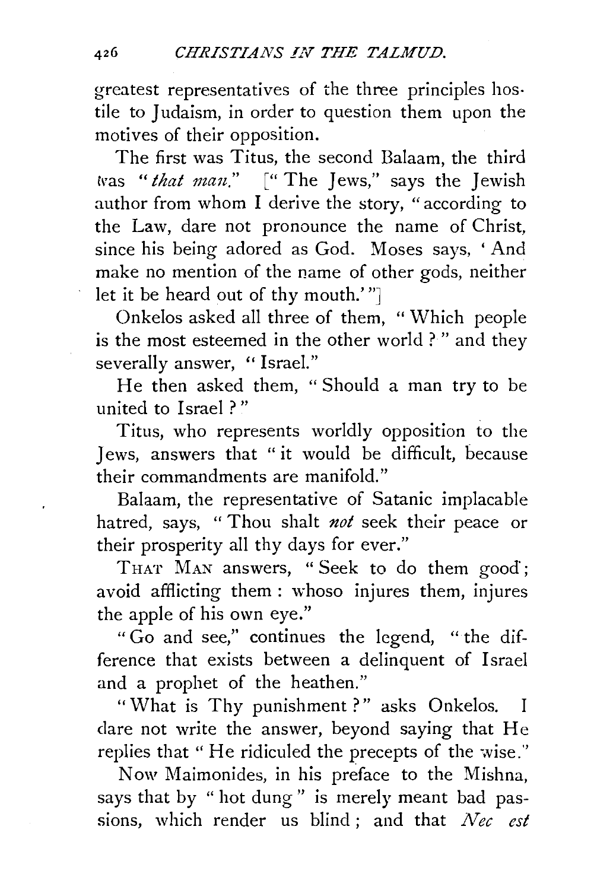greatest representatives of the three principles hostile to Judaism, in order to question them upon the motives of their opposition.

The first was Titus, the second Balaam, the third was "*that man.*" [" The Jews," says the Jewish author from whom I derive the story, "according to the Law, dare not pronounce the name of Christ, since his being adored as God. Moses says, 'And make no mention of the name of other gods, neither let it be heard out of thy mouth.'"]

Onkelos asked all three of them, "Which people is the most esteemed in the other world?" and they severally answer, "Israel."

He then asked them, "Should a man try to be united to Israel?"

Titus, who represents worldly opposition to the Jews, answers that "it would be difficult, because their commandments are manifold."

Balaam, the representative of Satanic implacable hatred, says, "Thou shalt *not* seek their peace or their prosperity all thy days for ever."

THAT MAN answers, "Seek to do them good; avoid afflicting them: whoso injures them, injures the apple of his own eye."

"Go and see," continues the legend, "the difference that exists between a delinquent of Israel and a prophet of the heathen."

"What is Thy punishment?" asks Onkelos. I dare not write the answer, beyond saying that He replies that "He ridiculed the precepts of the wise."

Now Maimonides, in his preface to the Mishna, says that by "hot dung" is merely meant bad passions, which render us blind; and that *Nec est*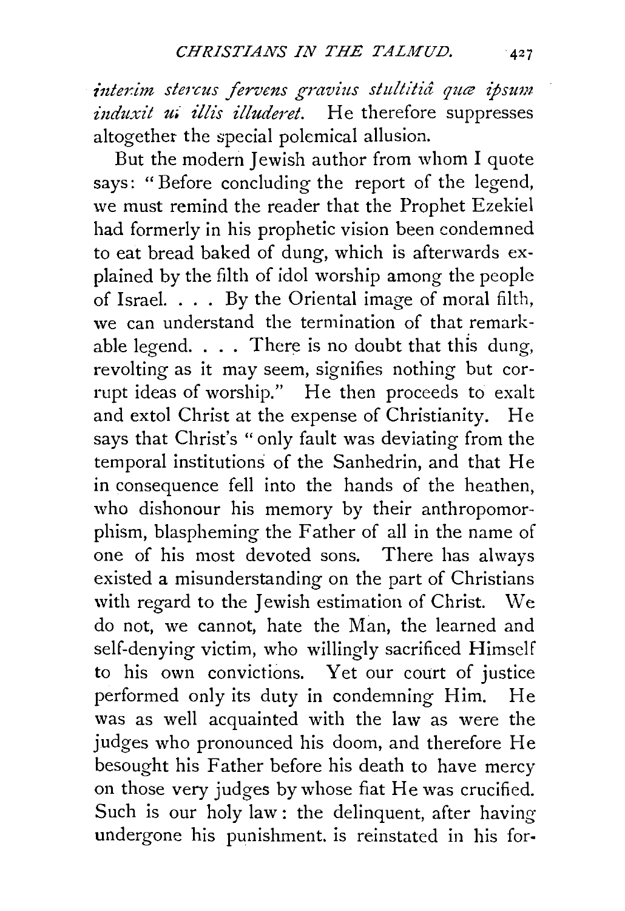*interim stercus fervens gravius stultitiâ quæ ipsum induxit ut illis illuderet.* He therefore suppresses altogether the special polemical allusion.

But the modern Jewish author from whom I quote says: "Before concluding the report of the legend, we must remind the reader that the Prophet Ezekiel had formerly in his prophetic vision been condemned to eat bread baked of dung, which is afterwards explained by the filth of idol worship among the people of Israel. . . . By the Oriental image of moral filth, we can understand the termination of that remarkable legend. . . . There is no doubt that this dung, revolting as it may seem, signifies nothing but corrupt ideas of worship." He then proceeds to exalt and extol Christ at the expense of Christianity. He says that Christ's "only fault was deviating from the temporal institutions of the Sanhedrin, and that He in consequence fell into the hands of the heathen, who dishonour his memory by their anthropomorphism, blaspheming the Father of all in the name of one of his most devoted sons. There has always existed a misunderstanding on the part of Christians with regard to the Jewish estimation of Christ. We do not, we cannot, hate the Man, the learned and self-denying victim, who willingly sacrificed Himself to his own convictions. Yet our court of justice performed only its duty in condemning Him. He was as well acquainted with the law as were the judges who pronounced his doom, and therefore He besought his Father before his death to have mercy on those very judges by whose fiat He was crucified. Such is our holy law: the delinquent, after having undergone his punishment. is reinstated in his for-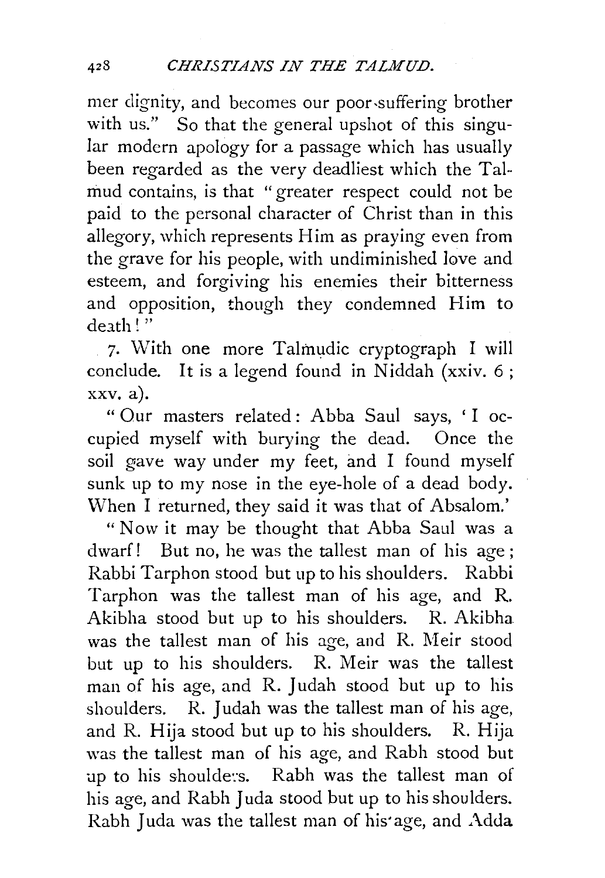mer dignity, and becomes our poor suffering brother with us." So that the general upshot of this singular modern apology for a passage which has usually been regarded as the very deadliest which the Talmud contains, is that "greater respect could not be paid to the personal character of Christ than in this allegory, which represents Him as praying even from the grave for his people, with undiminished love and esteem, and forgiving his enemies their bitterness and opposition, though they condemned Him to death!"

7. With one more Talmudic cryptograph I will conclude. It is a legend found in Niddah (xxiv. 6; xxv. a).

"Our masters related: Abba Saul says, 'I occupied myself with burying the dead. Once the soil gave way under my feet, and I found myself sunk up to my nose in the eye-hole of a dead body. When I returned, they said it was that of Absalom.'

"Now it may be thought that Abba Saul was a dwarf! But no, he was the tallest man of his age; Rabbi Tarphon stood but up to his shoulders. Rabbi Tarphon was the tallest man of his age, and R. Akibha stood but up to his shoulders. R. Akibha was the tallest man of his age, and R. Meir stood but up to his shoulders. R. Meir was the tallest man of his age, and R. Judah stood but up to his shoulders. R. Judah was the tallest man of his age, and R. Hija stood but up to his shoulders. R. Hija was the tallest man of his age, and Rabh stood but up to his shoulders. Rabh was the tallest man of his age, and Rabh Juda stood but up to his shoulders. Rabh Juda was the tallest man of his age, and Adda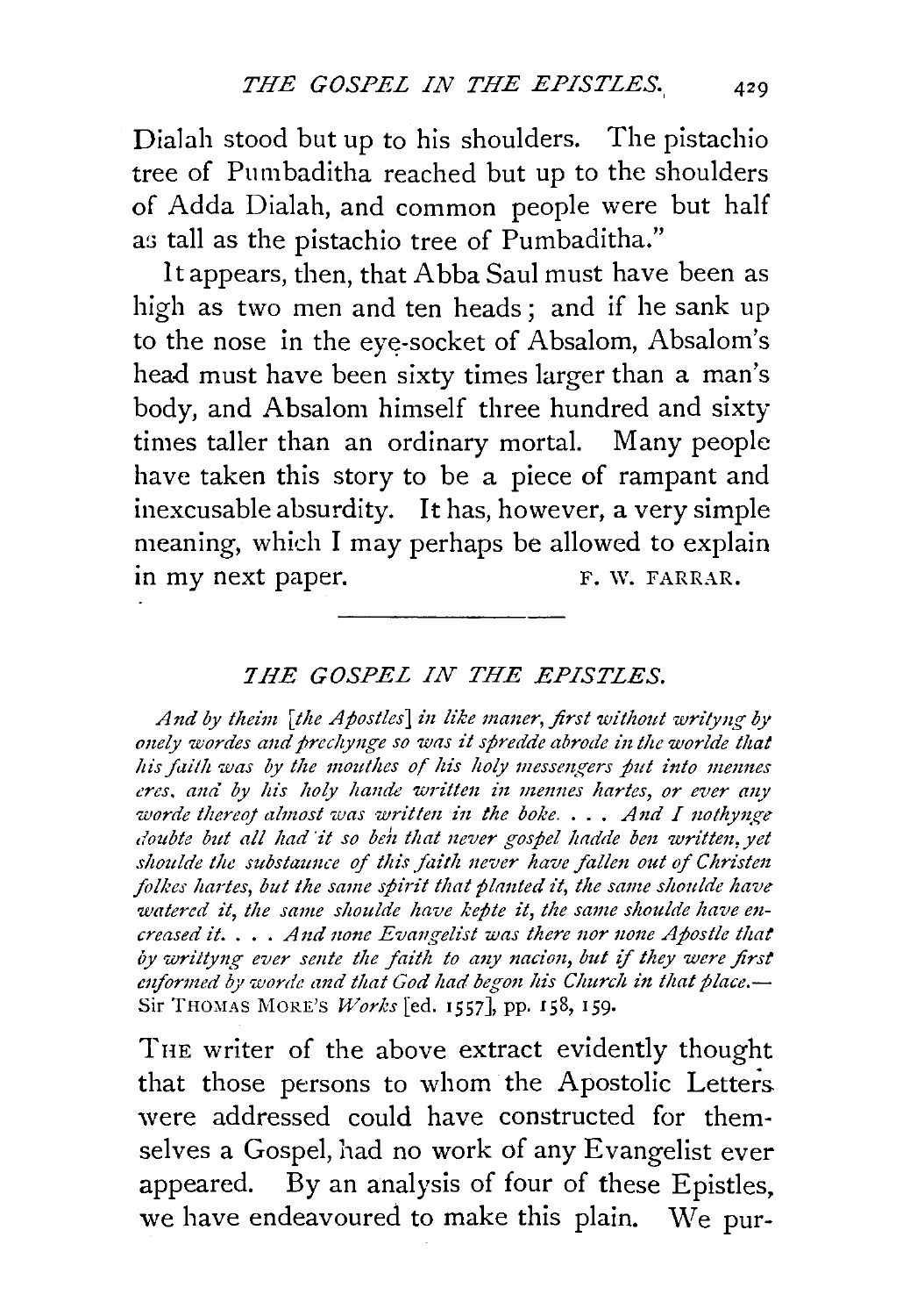Dialah stood but up to his shoulders. The pistachio tree of Pumbaditha reached but up to the shoulders of Adda Dialah, and common people were but half as tall as the pistachio tree of Pumbaditha."

It appears, then, that Abba Saul must have been as high as two men and ten heads; and if he sank up to the nose in the eye-socket of Absalom, Absalom's head must have been sixty times larger than a man's body, and Absalom himself three hundred and sixty times taller than an ordinary mortal. Many people have taken this story to be a piece of rampant and inexcusable absurdity. It has, however, a very simple meaning, which I may perhaps be allowed to explain in my next paper.

F. W. FARRAR.

---

## *THE GOSPEL IN THE EPISTLES.*

*And by theim [the Apostles] in like maner, first without writyng by onely wordes and prechynge so was it spredde abrode in the worlde that his faith was by the mouthes of his holy messengers put into mennes eres, and by his holy hande written in mennes hartes, or ever any worde thereof almost was written in the boke. . . . And I nothynge doubte but all had it so ben that never gospel hadde ben written, yet shoulde the substaunce of this faith never have fallen out of Christen folkes hartes, but the same spirit that planted it, the same shoulde have watered it, the same shoulde have kepte it, the same shoulde have encreased it. . . . And none Evangelist was there nor none Apostle that by writtyng ever sente the faith to any nacion, but if they were first enformed by worde and that God had begon his Church in that place.*—Sir THOMAS MORE'S *Works* [ed. 1557], pp. 158, 159.

THE writer of the above extract evidently thought that those persons to whom the Apostolic Letters were addressed could have constructed for themselves a Gospel, had no work of any Evangelist ever appeared. By an analysis of four of these Epistles, we have endeavoured to make this plain. We pur-